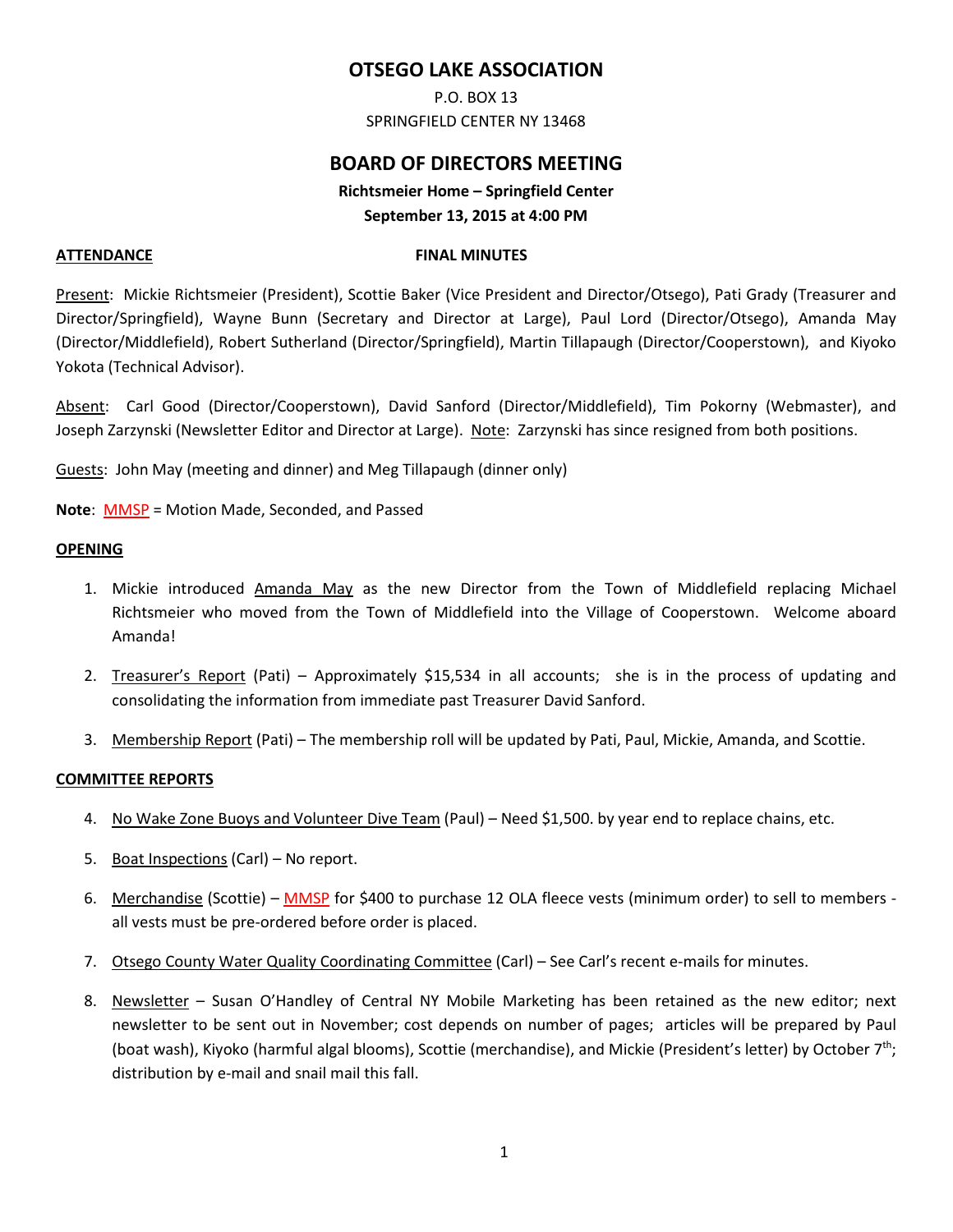# OTSEGO LAKE ASSOCIATION

P.O. BOX 13
SPRINGFIELD CENTER NY 13468

## BOARD OF DIRECTORS MEETING

**Richtsmeier Home – Springfield Center**
**September 13, 2015 at 4:00 PM**

**ATTENDANCE** **FINAL MINUTES**

Present: Mickie Richtsmeier (President), Scottie Baker (Vice President and Director/Otsego), Pati Grady (Treasurer and Director/Springfield), Wayne Bunn (Secretary and Director at Large), Paul Lord (Director/Otsego), Amanda May (Director/Middlefield), Robert Sutherland (Director/Springfield), Martin Tillapaugh (Director/Cooperstown), and Kiyoko Yokota (Technical Advisor).

Absent: Carl Good (Director/Cooperstown), David Sanford (Director/Middlefield), Tim Pokorny (Webmaster), and Joseph Zarzynski (Newsletter Editor and Director at Large). Note: Zarzynski has since resigned from both positions.

Guests: John May (meeting and dinner) and Meg Tillapaugh (dinner only)

**Note**: MMSP = Motion Made, Seconded, and Passed

**OPENING**

1. Mickie introduced Amanda May as the new Director from the Town of Middlefield replacing Michael Richtsmeier who moved from the Town of Middlefield into the Village of Cooperstown. Welcome aboard Amanda!

2. Treasurer's Report (Pati) – Approximately $15,534 in all accounts; she is in the process of updating and consolidating the information from immediate past Treasurer David Sanford.

3. Membership Report (Pati) – The membership roll will be updated by Pati, Paul, Mickie, Amanda, and Scottie.

**COMMITTEE REPORTS**

4. No Wake Zone Buoys and Volunteer Dive Team (Paul) – Need $1,500. by year end to replace chains, etc.

5. Boat Inspections (Carl) – No report.

6. Merchandise (Scottie) – MMSP for $400 to purchase 12 OLA fleece vests (minimum order) to sell to members - all vests must be pre-ordered before order is placed.

7. Otsego County Water Quality Coordinating Committee (Carl) – See Carl's recent e-mails for minutes.

8. Newsletter – Susan O'Handley of Central NY Mobile Marketing has been retained as the new editor; next newsletter to be sent out in November; cost depends on number of pages; articles will be prepared by Paul (boat wash), Kiyoko (harmful algal blooms), Scottie (merchandise), and Mickie (President's letter) by October 7th; distribution by e-mail and snail mail this fall.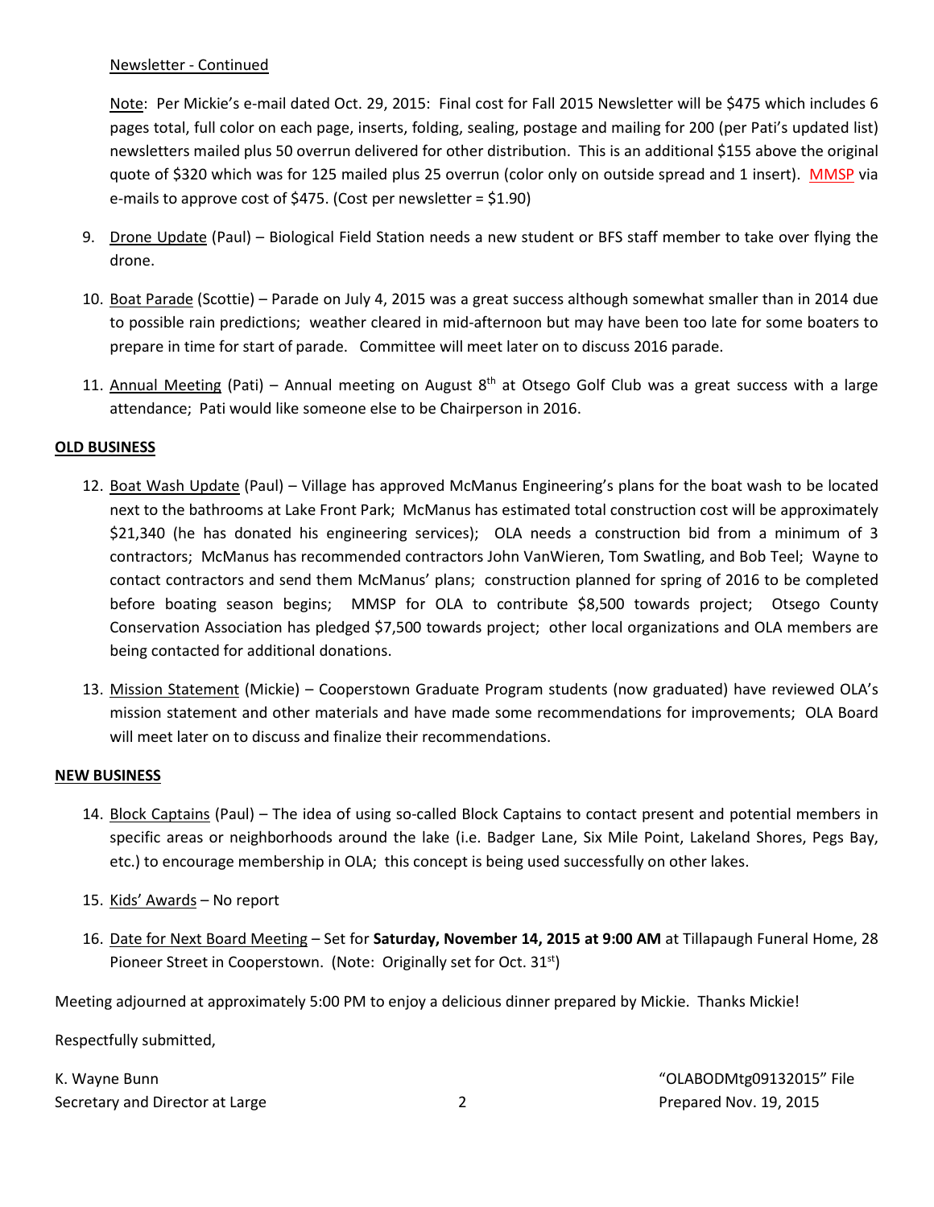Newsletter - Continued

Note: Per Mickie's e-mail dated Oct. 29, 2015: Final cost for Fall 2015 Newsletter will be $475 which includes 6 pages total, full color on each page, inserts, folding, sealing, postage and mailing for 200 (per Pati's updated list) newsletters mailed plus 50 overrun delivered for other distribution. This is an additional $155 above the original quote of $320 which was for 125 mailed plus 25 overrun (color only on outside spread and 1 insert). MMSP via e-mails to approve cost of $475. (Cost per newsletter = $1.90)

9. Drone Update (Paul) – Biological Field Station needs a new student or BFS staff member to take over flying the drone.

10. Boat Parade (Scottie) – Parade on July 4, 2015 was a great success although somewhat smaller than in 2014 due to possible rain predictions; weather cleared in mid-afternoon but may have been too late for some boaters to prepare in time for start of parade. Committee will meet later on to discuss 2016 parade.

11. Annual Meeting (Pati) – Annual meeting on August 8th at Otsego Golf Club was a great success with a large attendance; Pati would like someone else to be Chairperson in 2016.

**OLD BUSINESS**

12. Boat Wash Update (Paul) – Village has approved McManus Engineering's plans for the boat wash to be located next to the bathrooms at Lake Front Park; McManus has estimated total construction cost will be approximately $21,340 (he has donated his engineering services); OLA needs a construction bid from a minimum of 3 contractors; McManus has recommended contractors John VanWieren, Tom Swatling, and Bob Teel; Wayne to contact contractors and send them McManus' plans; construction planned for spring of 2016 to be completed before boating season begins; MMSP for OLA to contribute $8,500 towards project; Otsego County Conservation Association has pledged $7,500 towards project; other local organizations and OLA members are being contacted for additional donations.

13. Mission Statement (Mickie) – Cooperstown Graduate Program students (now graduated) have reviewed OLA's mission statement and other materials and have made some recommendations for improvements; OLA Board will meet later on to discuss and finalize their recommendations.

**NEW BUSINESS**

14. Block Captains (Paul) – The idea of using so-called Block Captains to contact present and potential members in specific areas or neighborhoods around the lake (i.e. Badger Lane, Six Mile Point, Lakeland Shores, Pegs Bay, etc.) to encourage membership in OLA; this concept is being used successfully on other lakes.

15. Kids' Awards – No report

16. Date for Next Board Meeting – Set for **Saturday, November 14, 2015 at 9:00 AM** at Tillapaugh Funeral Home, 28 Pioneer Street in Cooperstown. (Note: Originally set for Oct. 31st)

Meeting adjourned at approximately 5:00 PM to enjoy a delicious dinner prepared by Mickie. Thanks Mickie!

Respectfully submitted,

K. Wayne Bunn
Secretary and Director at Large

"OLABODMtg09132015" File
Prepared Nov. 19, 2015